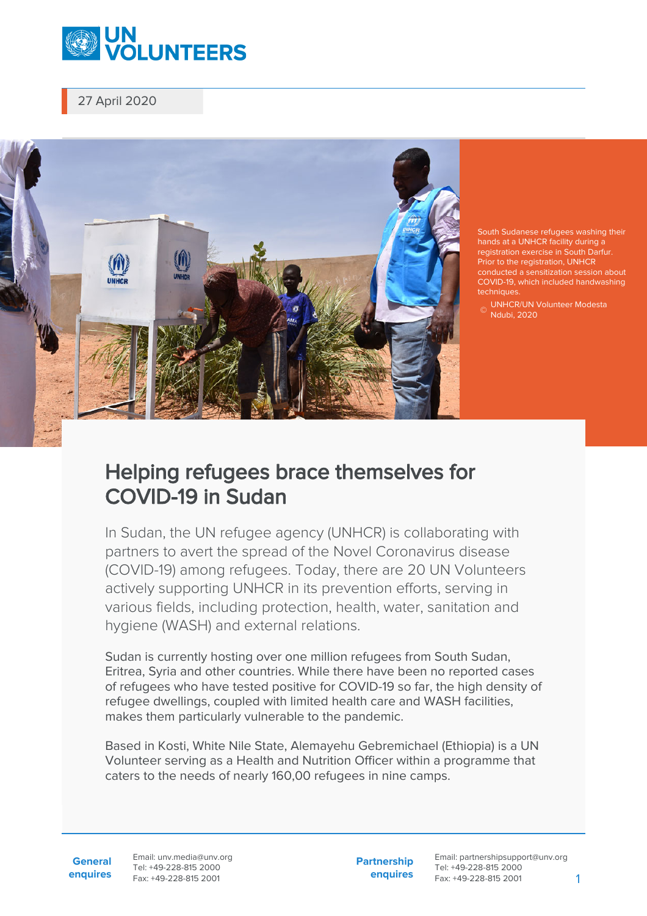27 April 2020

South Sudanese refugees washing their hands at a UNHCR facility during a registration exercise in South Darfur. Prior to the registration, UNHCR conducted a sensitization session about COVID-19, which included handwashing techniques.

© UNHCR/UN Volunteer Modesta Ndubi, 2020

# Helping refugees brace themselves for COVID-19 in Sudan

In Sudan, the UN refugee agency (UNHCR) is collaborating with partners to avert the spread of the Novel Coronavirus disease (COVID-19) among refugees. Today, there are 20 UN Volunteers actively supporting UNHCR in its prevention efforts, serving in various fields, including protection, health, water, sanitation and hygiene (WASH) and external relations.

Sudan is currently hosting over one million refugees from South Sudan, Eritrea, Syria and other countries. While there have been no reported cases of refugees who have tested positive for COVID-19 so far, the high density of refugee dwellings, coupled with limited health care and WASH facilities, makes them particularly vulnerable to the pandemic.

Based in Kosti, White Nile State, Alemayehu Gebremichael (Ethiopia) is a UN Volunteer serving as a Health and Nutrition Officer within a programme that caters to the needs of nearly 160,00 refugees in nine camps.

**General enquires** Email: unv.media@unv.org Tel: +49-228-815 2000 Fax: +49-228-815 2001

**Partnership enquires** Email: partnershipsupport@unv.org Tel: +49-228-815 2000 Fax: +49-228-815 2001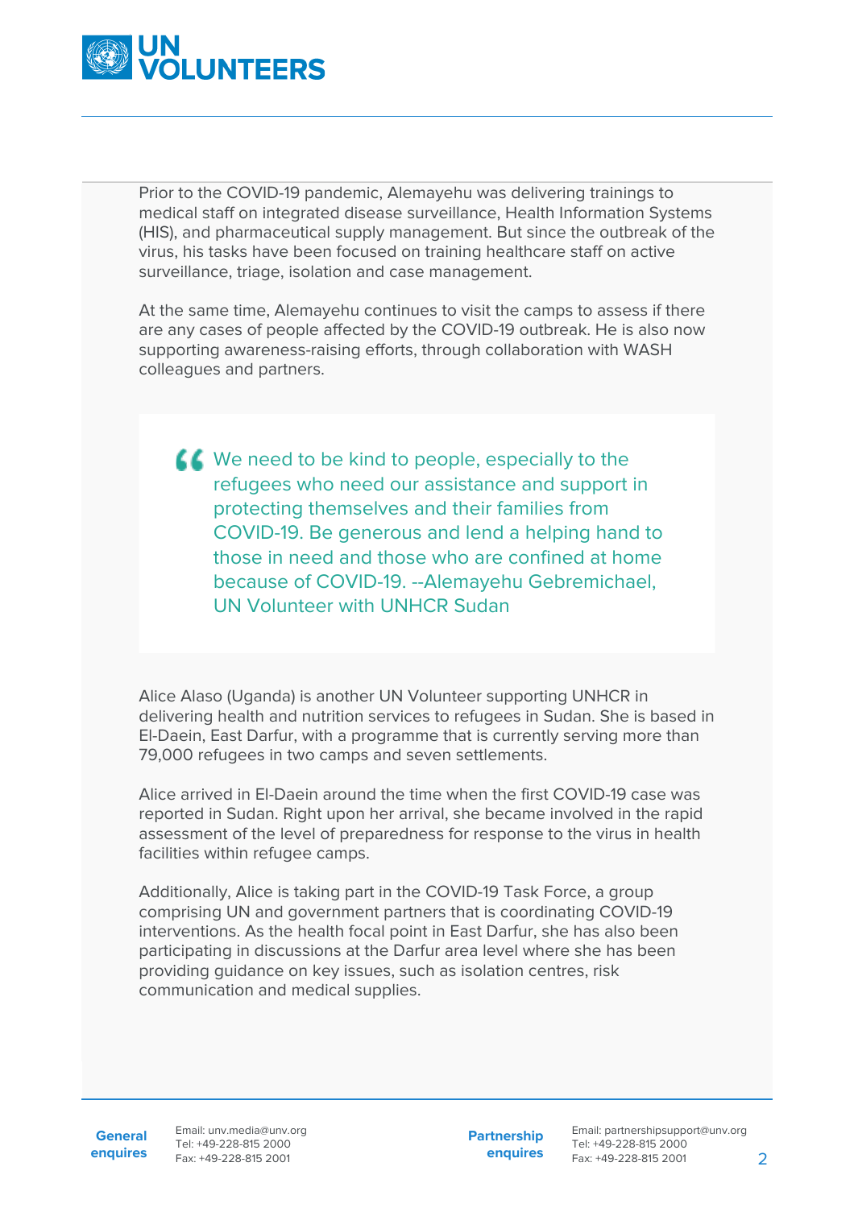Prior to the COVID-19 pandemic, Alemayehu was delivering trainings to medical staff on integrated disease surveillance, Health Information Systems (HIS), and pharmaceutical supply management. But since the outbreak of the virus, his tasks have been focused on training healthcare staff on active surveillance, triage, isolation and case management.

At the same time, Alemayehu continues to visit the camps to assess if there are any cases of people affected by the COVID-19 outbreak. He is also now supporting awareness-raising efforts, through collaboration with WASH colleagues and partners.

> We need to be kind to people, especially to the refugees who need our assistance and support in protecting themselves and their families from COVID-19. Be generous and lend a helping hand to those in need and those who are confined at home because of COVID-19. --Alemayehu Gebremichael, UN Volunteer with UNHCR Sudan

Alice Alaso (Uganda) is another UN Volunteer supporting UNHCR in delivering health and nutrition services to refugees in Sudan. She is based in El-Daein, East Darfur, with a programme that is currently serving more than 79,000 refugees in two camps and seven settlements.

Alice arrived in El-Daein around the time when the first COVID-19 case was reported in Sudan. Right upon her arrival, she became involved in the rapid assessment of the level of preparedness for response to the virus in health facilities within refugee camps.

Additionally, Alice is taking part in the COVID-19 Task Force, a group comprising UN and government partners that is coordinating COVID-19 interventions. As the health focal point in East Darfur, she has also been participating in discussions at the Darfur area level where she has been providing guidance on key issues, such as isolation centres, risk communication and medical supplies.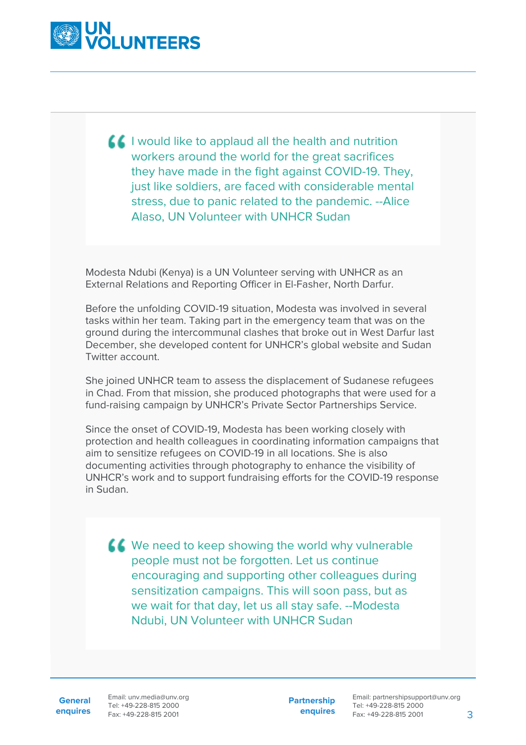> I would like to applaud all the health and nutrition workers around the world for the great sacrifices they have made in the fight against COVID-19. They, just like soldiers, are faced with considerable mental stress, due to panic related to the pandemic. --Alice Alaso, UN Volunteer with UNHCR Sudan

Modesta Ndubi (Kenya) is a UN Volunteer serving with UNHCR as an External Relations and Reporting Officer in El-Fasher, North Darfur.

Before the unfolding COVID-19 situation, Modesta was involved in several tasks within her team. Taking part in the emergency team that was on the ground during the intercommunal clashes that broke out in West Darfur last December, she developed content for UNHCR's global website and Sudan Twitter account.

She joined UNHCR team to assess the displacement of Sudanese refugees in Chad. From that mission, she produced photographs that were used for a fund-raising campaign by UNHCR's Private Sector Partnerships Service.

Since the onset of COVID-19, Modesta has been working closely with protection and health colleagues in coordinating information campaigns that aim to sensitize refugees on COVID-19 in all locations. She is also documenting activities through photography to enhance the visibility of UNHCR's work and to support fundraising efforts for the COVID-19 response in Sudan.

> We need to keep showing the world why vulnerable people must not be forgotten. Let us continue encouraging and supporting other colleagues during sensitization campaigns. This will soon pass, but as we wait for that day, let us all stay safe. --Modesta Ndubi, UN Volunteer with UNHCR Sudan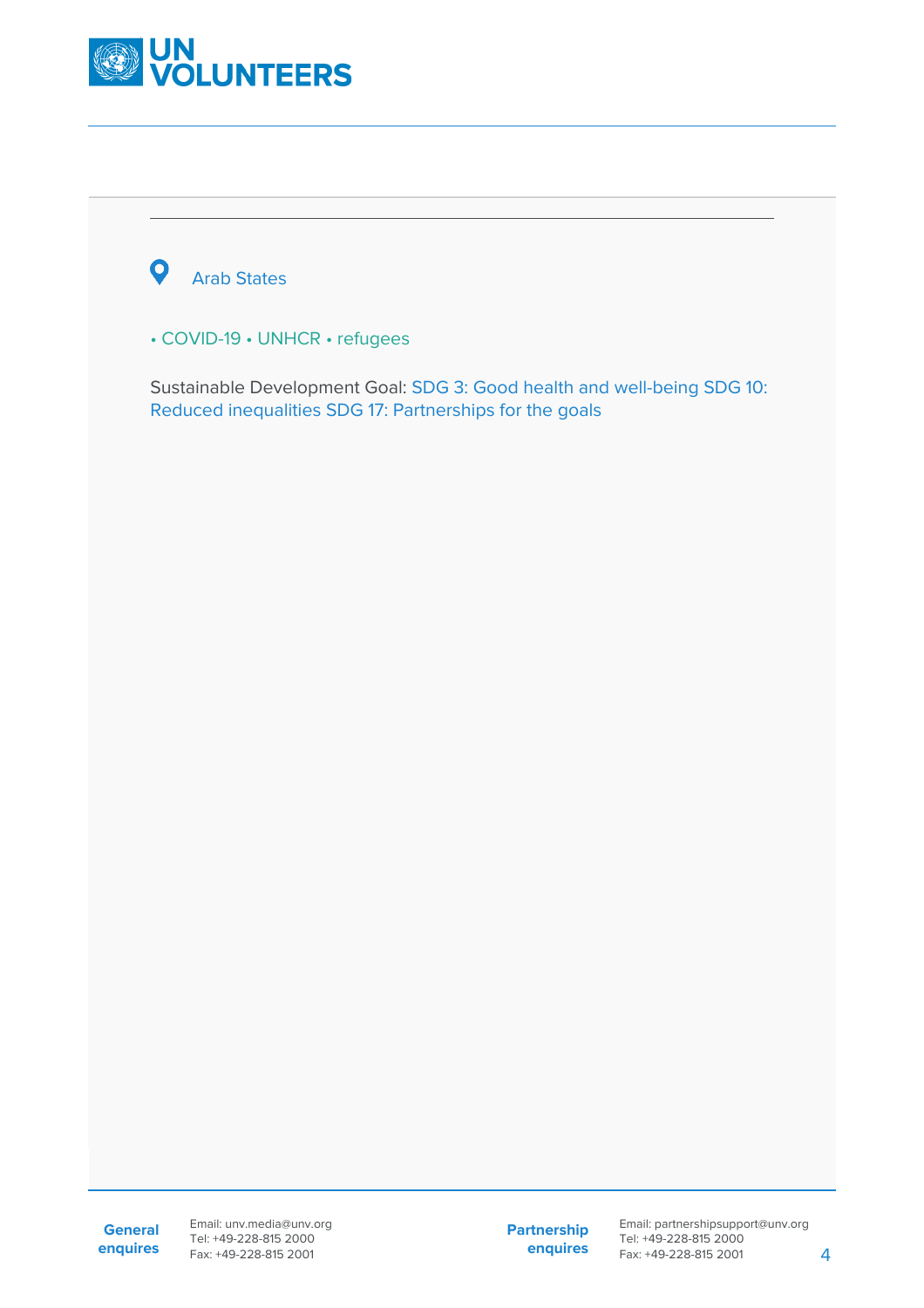Arab States

• COVID-19 • UNHCR • refugees

Sustainable Development Goal: SDG 3: Good health and well-being SDG 10: Reduced inequalities SDG 17: Partnerships for the goals